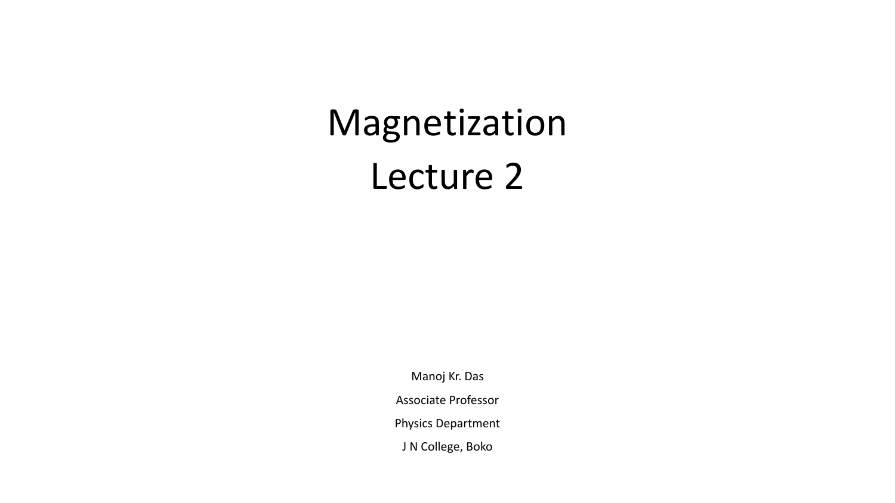# Magnetization
# Lecture 2

Manoj Kr. Das

Associate Professor

Physics Department

J N College, Boko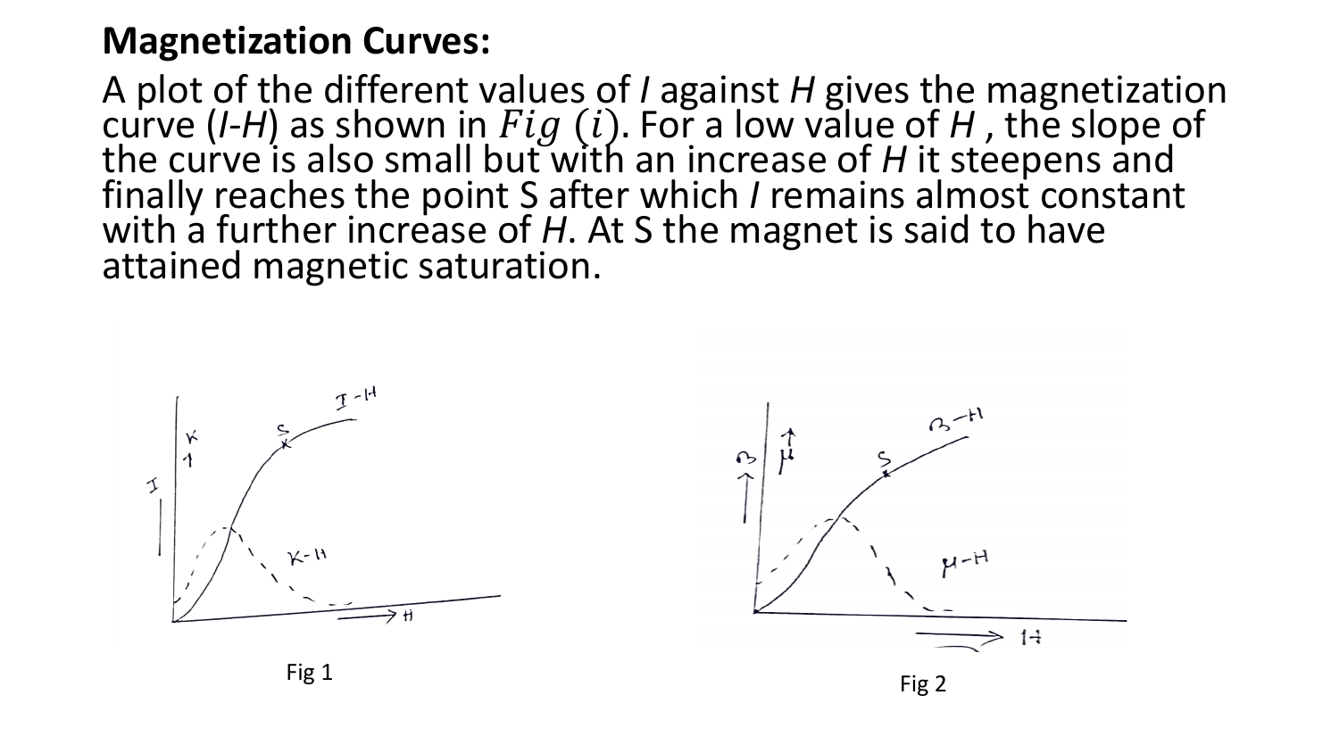## Magnetization Curves:

A plot of the different values of $I$ against $H$ gives the magnetization curve ($I$-$H$) as shown in $Fig\ (i)$. For a low value of $H$ , the slope of the curve is also small but with an increase of $H$ it steepens and finally reaches the point S after which $I$ remains almost constant with a further increase of $H$. At S the magnet is said to have attained magnetic saturation.

Fig 1

Fig 2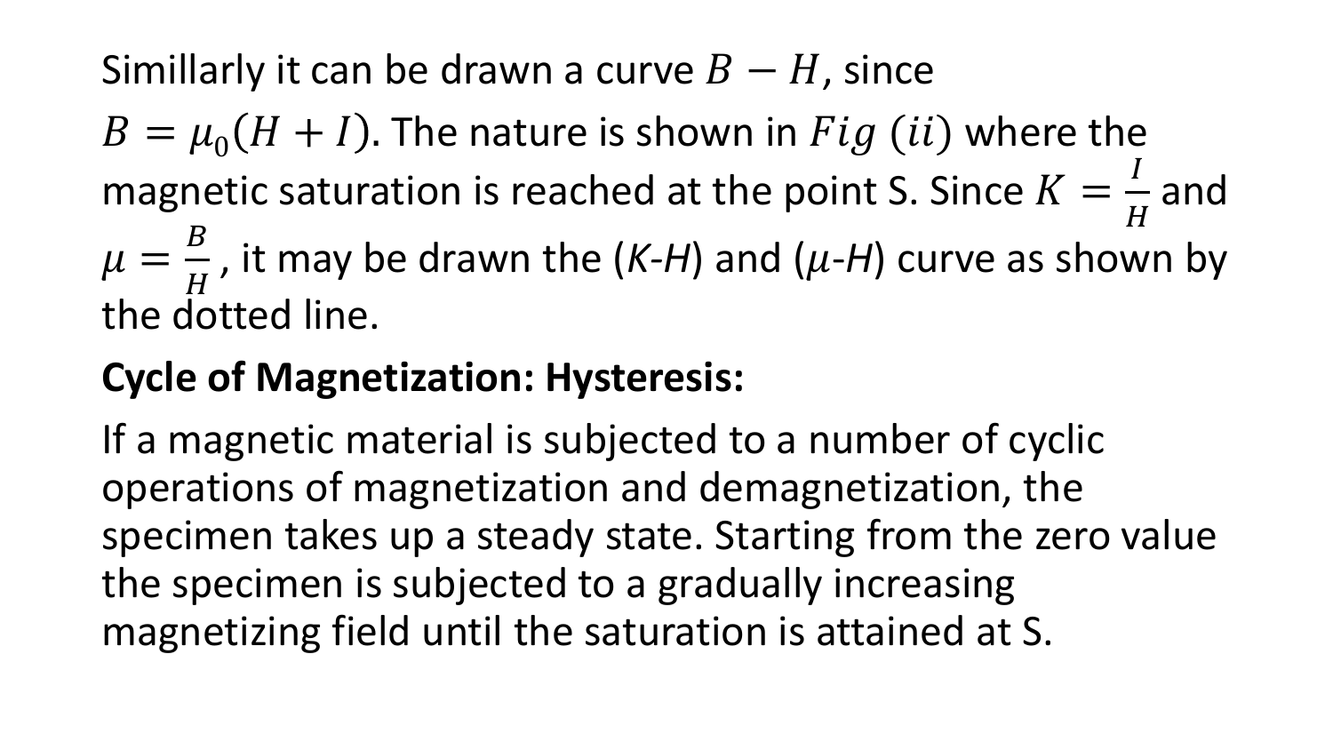Simillarly it can be drawn a curve $B - H$, since $B = \mu_0(H + I)$. The nature is shown in $Fig\ (ii)$ where the magnetic saturation is reached at the point S. Since $K = \frac{I}{H}$ and $\mu = \frac{B}{H}$, it may be drawn the (*K*-*H*) and ($\mu$-*H*) curve as shown by the dotted line.

**Cycle of Magnetization: Hysteresis:**

If a magnetic material is subjected to a number of cyclic operations of magnetization and demagnetization, the specimen takes up a steady state. Starting from the zero value the specimen is subjected to a gradually increasing magnetizing field until the saturation is attained at S.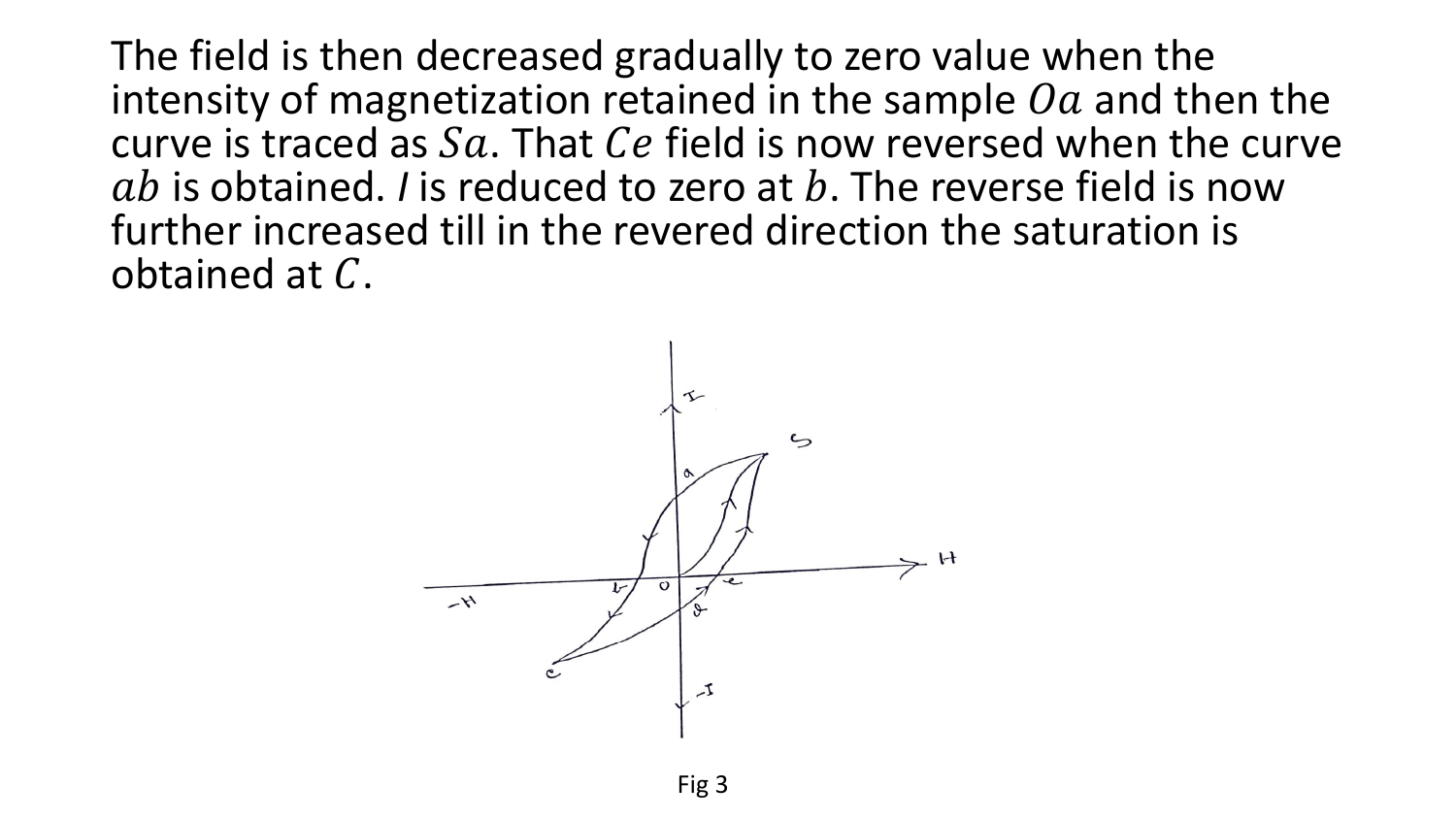The field is then decreased gradually to zero value when the intensity of magnetization retained in the sample $Oa$ and then the curve is traced as $Sa$. That $Ce$ field is now reversed when the curve $ab$ is obtained. $I$ is reduced to zero at $b$. The reverse field is now further increased till in the revered direction the saturation is obtained at $C$.

Fig 3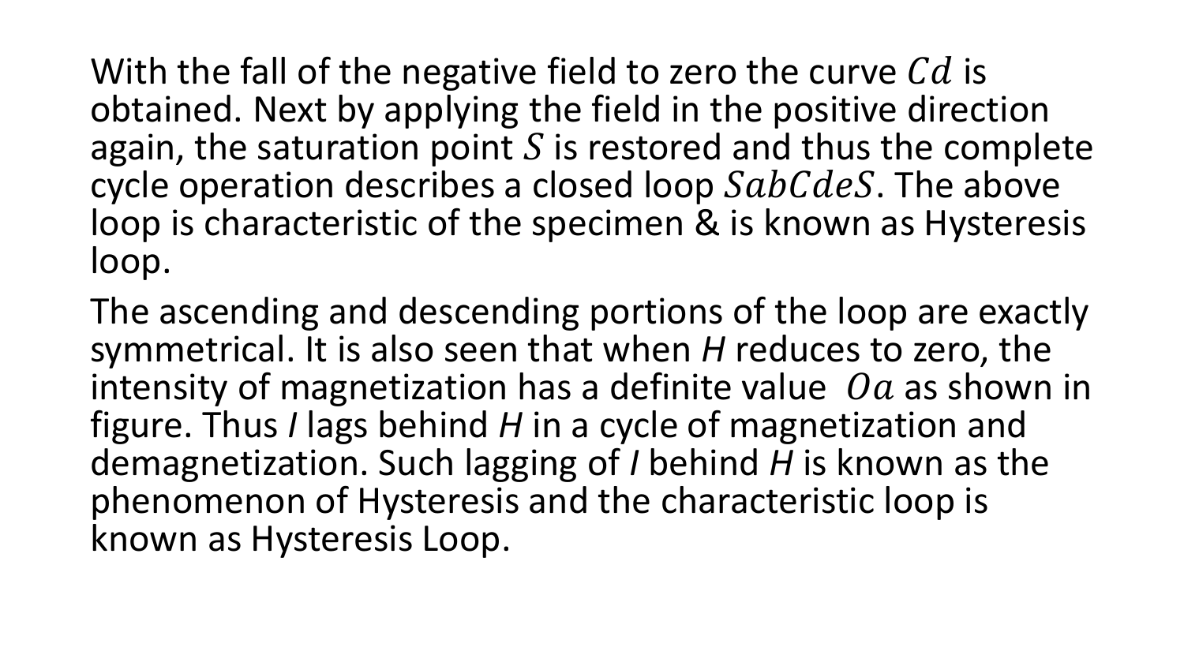With the fall of the negative field to zero the curve $Cd$ is obtained. Next by applying the field in the positive direction again, the saturation point $S$ is restored and thus the complete cycle operation describes a closed loop $SabCdeS$. The above loop is characteristic of the specimen & is known as Hysteresis loop.

The ascending and descending portions of the loop are exactly symmetrical. It is also seen that when *H* reduces to zero, the intensity of magnetization has a definite value $Oa$ as shown in figure. Thus *I* lags behind *H* in a cycle of magnetization and demagnetization. Such lagging of *I* behind *H* is known as the phenomenon of Hysteresis and the characteristic loop is known as Hysteresis Loop.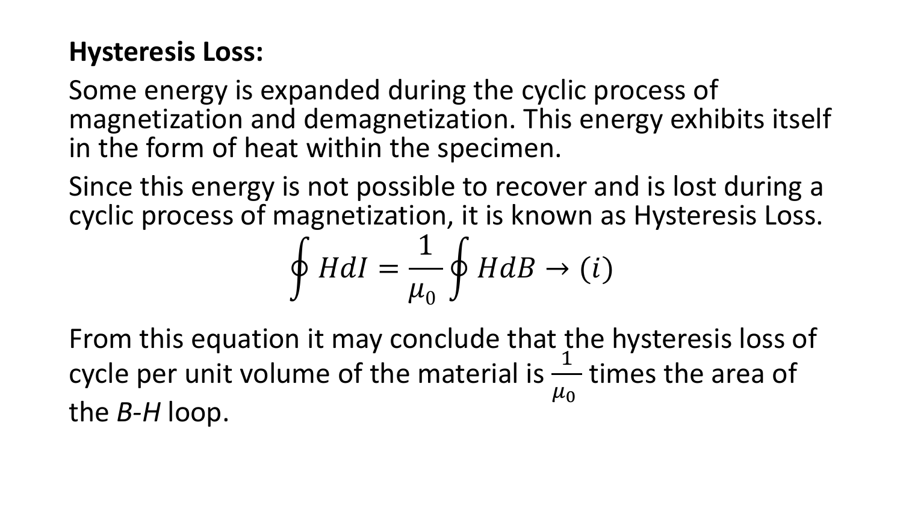**Hysteresis Loss:**

Some energy is expanded during the cyclic process of magnetization and demagnetization. This energy exhibits itself in the form of heat within the specimen.

Since this energy is not possible to recover and is lost during a cyclic process of magnetization, it is known as Hysteresis Loss.

$$\oint H dI = \frac{1}{\mu_0} \oint H dB \rightarrow (i)$$

From this equation it may conclude that the hysteresis loss of cycle per unit volume of the material is $\frac{1}{\mu_0}$ times the area of the *B*-*H* loop.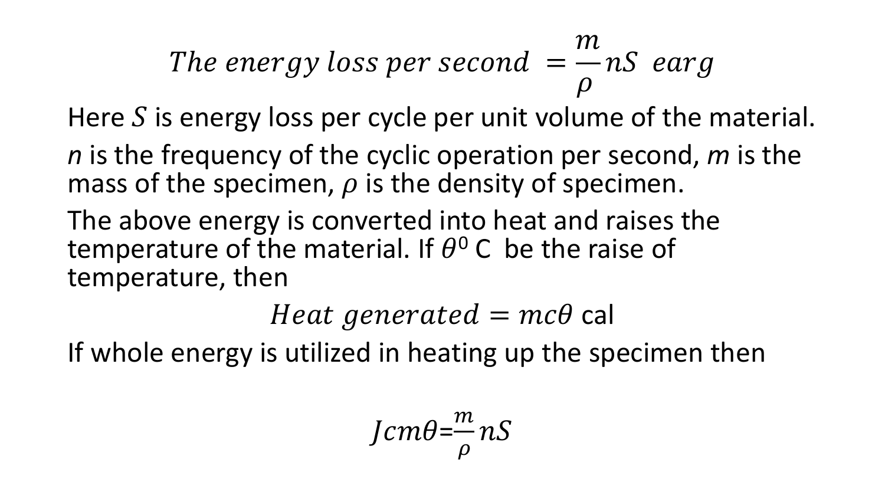$$The\ energy\ loss\ per\ second\ = \frac{m}{\rho} nS\ \ earg$$

Here $S$ is energy loss per cycle per unit volume of the material.

*n* is the frequency of the cyclic operation per second, *m* is the mass of the specimen, $\rho$ is the density of specimen.

The above energy is converted into heat and raises the temperature of the material. If $\theta^0$ C be the raise of temperature, then

$$Heat\ generated = mc\theta \text{ cal}$$

If whole energy is utilized in heating up the specimen then

$$Jcm\theta = \frac{m}{\rho} nS$$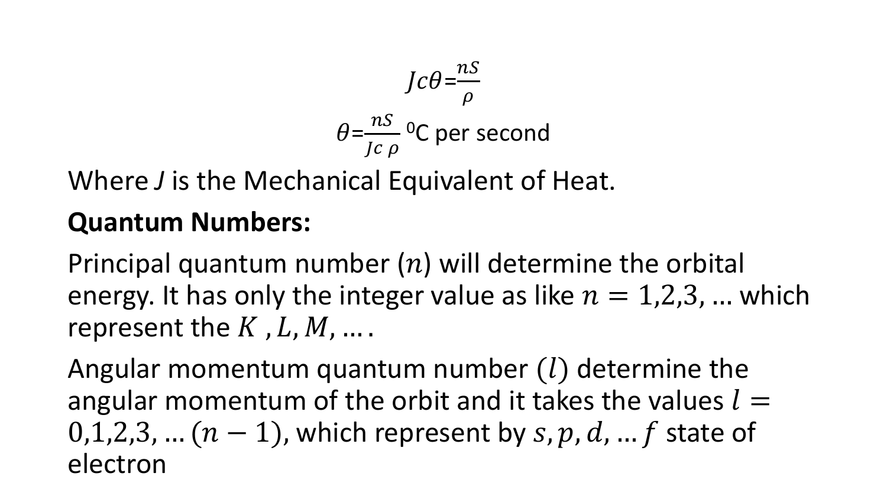$$J c \theta = \frac{nS}{\rho}$$

$$\theta = \frac{nS}{J c\, \rho} \ {}^{0}\text{C per second}$$

Where $J$ is the Mechanical Equivalent of Heat.

**Quantum Numbers:**

Principal quantum number $(n)$ will determine the orbital energy. It has only the integer value as like $n = 1,2,3, \ldots$ which represent the $K\ , L, M, \ldots$ .

Angular momentum quantum number $(l)$ determine the angular momentum of the orbit and it takes the values $l = 0,1,2,3, \ldots (n-1)$, which represent by $s, p, d, \ldots f$ state of electron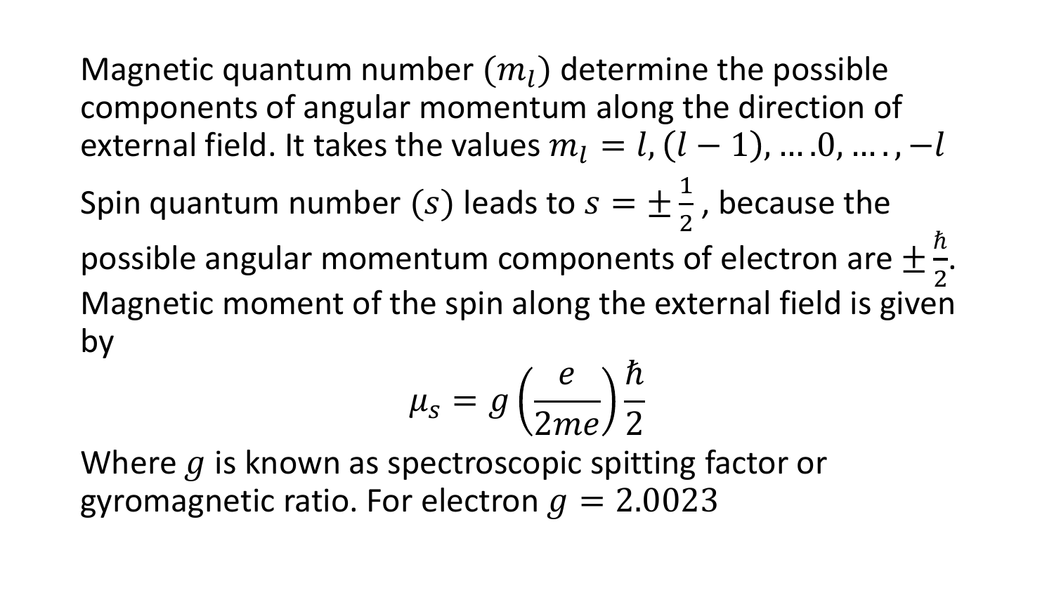Magnetic quantum number $(m_l)$ determine the possible components of angular momentum along the direction of external field. It takes the values $m_l = l, (l-1), \ldots .0, \ldots ., -l$

Spin quantum number $(s)$ leads to $s = \pm\frac{1}{2}$, because the possible angular momentum components of electron are $\pm\frac{\hbar}{2}$. Magnetic moment of the spin along the external field is given by

$$\mu_s = g\left(\frac{e}{2me}\right)\frac{\hbar}{2}$$

Where $g$ is known as spectroscopic spitting factor or gyromagnetic ratio. For electron $g = 2.0023$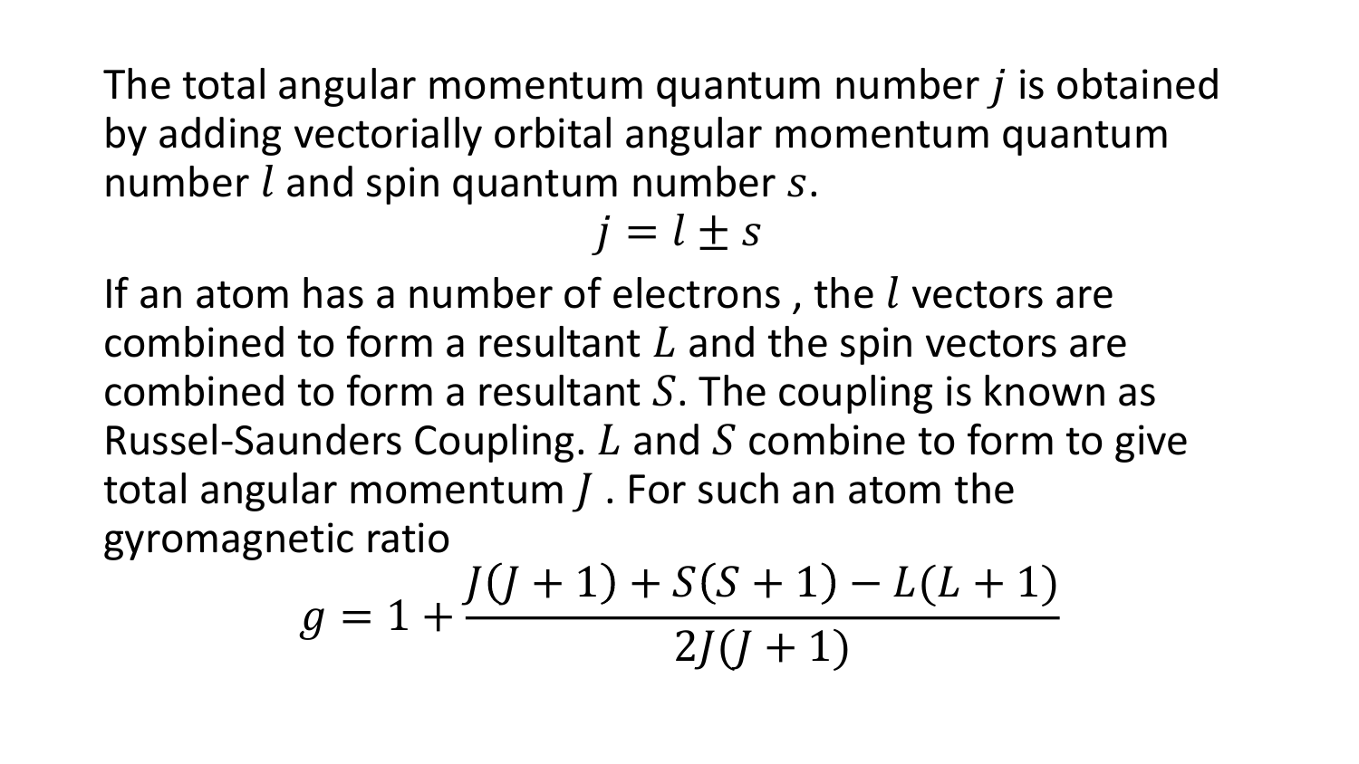The total angular momentum quantum number $j$ is obtained by adding vectorially orbital angular momentum quantum number $l$ and spin quantum number $s$.

$$j = l \pm s$$

If an atom has a number of electrons , the $l$ vectors are combined to form a resultant $L$ and the spin vectors are combined to form a resultant $S$. The coupling is known as Russel-Saunders Coupling. $L$ and $S$ combine to form to give total angular momentum $J$ . For such an atom the gyromagnetic ratio

$$g = 1 + \frac{J(J+1) + S(S+1) - L(L+1)}{2J(J+1)}$$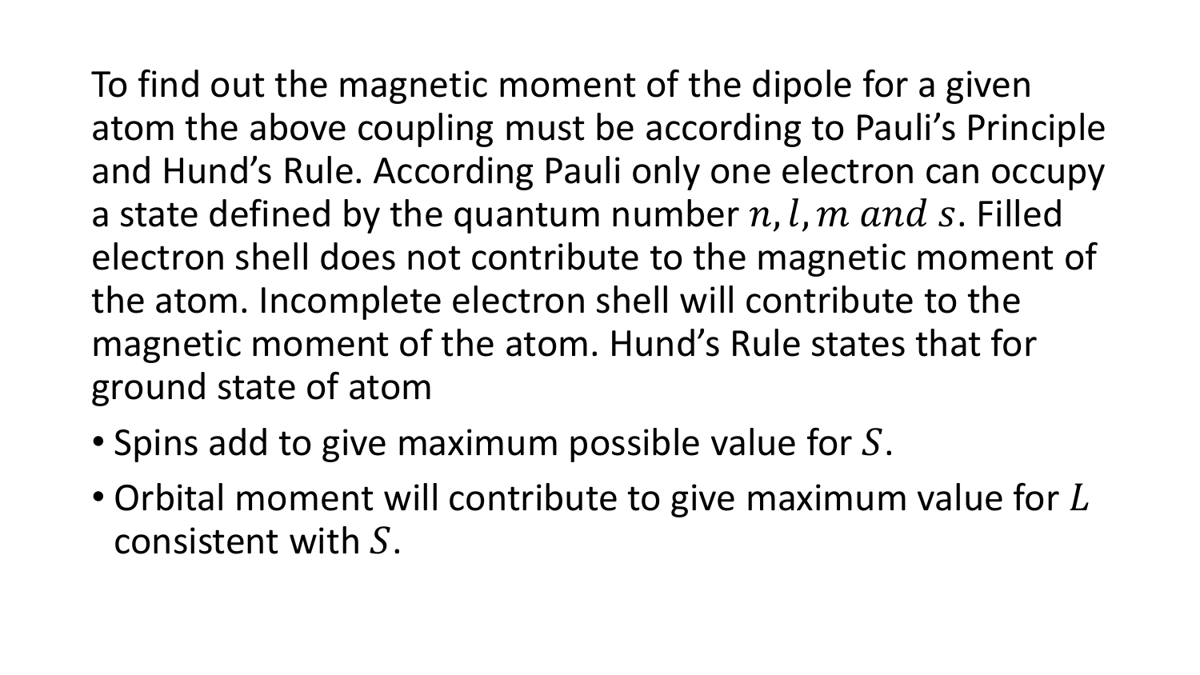To find out the magnetic moment of the dipole for a given atom the above coupling must be according to Pauli's Principle and Hund's Rule. According Pauli only one electron can occupy a state defined by the quantum number $n, l, m$ $and$ $s$. Filled electron shell does not contribute to the magnetic moment of the atom. Incomplete electron shell will contribute to the magnetic moment of the atom. Hund's Rule states that for ground state of atom

- Spins add to give maximum possible value for $S$.
- Orbital moment will contribute to give maximum value for $L$ consistent with $S$.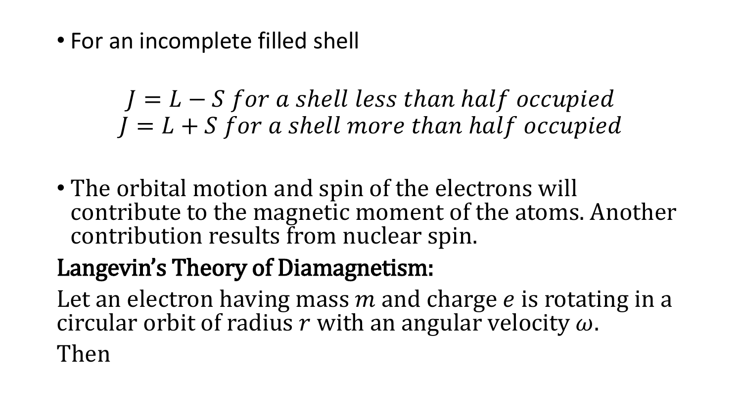- For an incomplete filled shell

$$J = L - S \text{ for a shell less than half occupied}$$
$$J = L + S \text{ for a shell more than half occupied}$$

- The orbital motion and spin of the electrons will contribute to the magnetic moment of the atoms. Another contribution results from nuclear spin.

**Langevin's Theory of Diamagnetism:**

Let an electron having mass $m$ and charge $e$ is rotating in a circular orbit of radius $r$ with an angular velocity $\omega$.

Then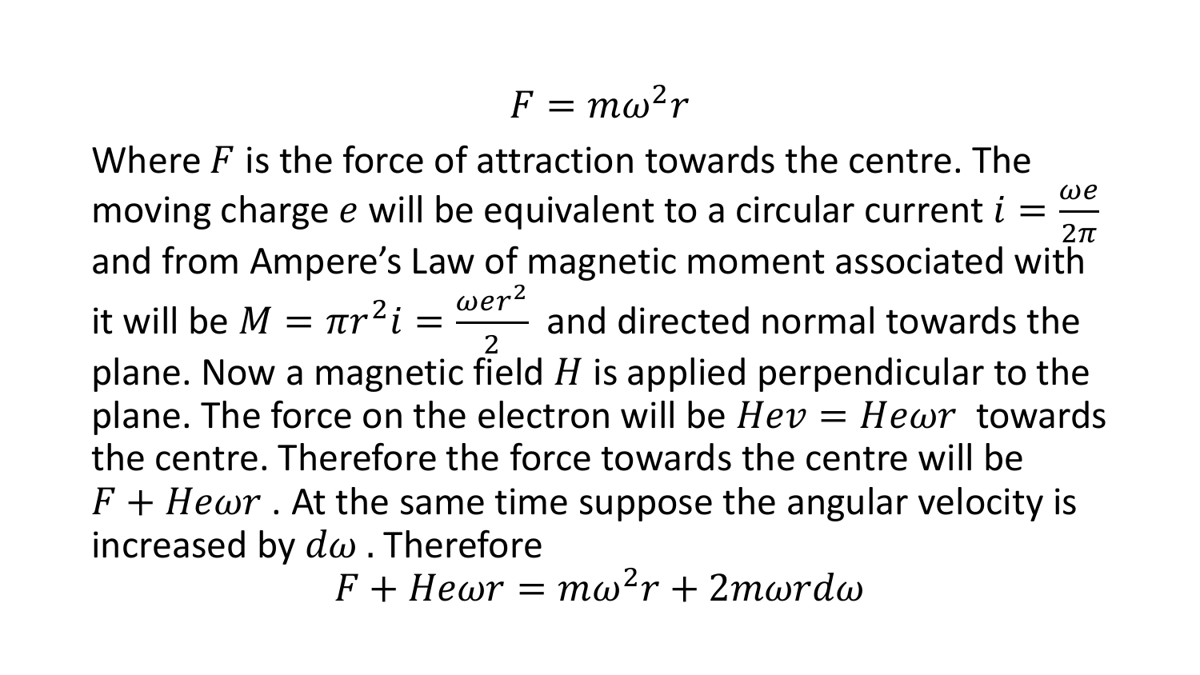$$F = m\omega^2 r$$

Where $F$ is the force of attraction towards the centre. The moving charge $e$ will be equivalent to a circular current $i = \frac{\omega e}{2\pi}$ and from Ampere's Law of magnetic moment associated with it will be $M = \pi r^2 i = \frac{\omega e r^2}{2}$ and directed normal towards the plane. Now a magnetic field $H$ is applied perpendicular to the plane. The force on the electron will be $Hev = He\omega r$ towards the centre. Therefore the force towards the centre will be $F + He\omega r$ . At the same time suppose the angular velocity is increased by $d\omega$ . Therefore

$$F + He\omega r = m\omega^2 r + 2m\omega r d\omega$$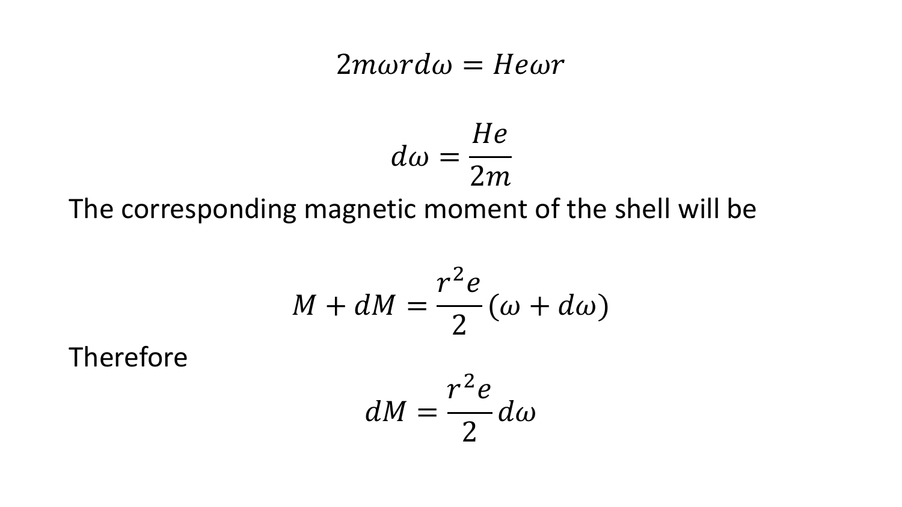$$2m\omega r d\omega = He\omega r$$

$$d\omega = \frac{He}{2m}$$

The corresponding magnetic moment of the shell will be

$$M + dM = \frac{r^2 e}{2}(\omega + d\omega)$$

Therefore

$$dM = \frac{r^2 e}{2} d\omega$$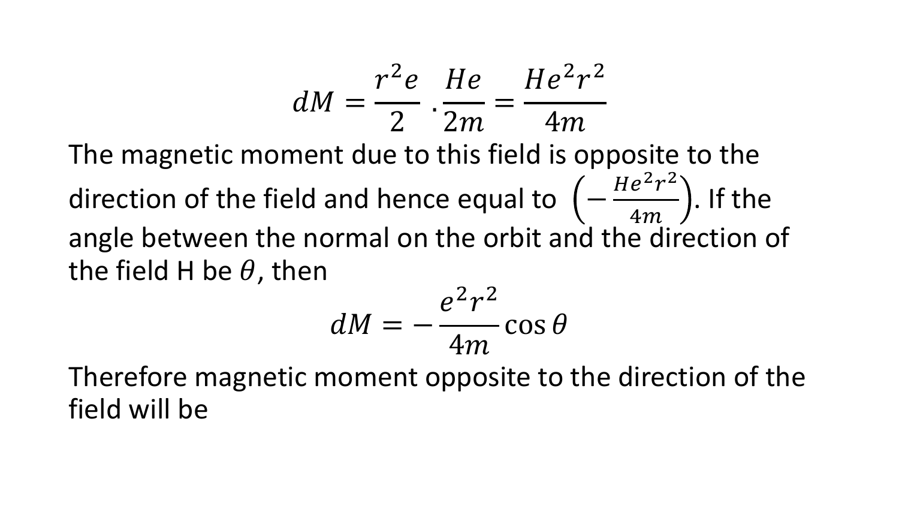$$dM = \frac{r^2 e}{2} \cdot \frac{He}{2m} = \frac{He^2 r^2}{4m}$$

The magnetic moment due to this field is opposite to the direction of the field and hence equal to $\left(-\frac{He^2r^2}{4m}\right)$. If the angle between the normal on the orbit and the direction of the field H be $\theta$, then

$$dM = -\frac{e^2 r^2}{4m} \cos\theta$$

Therefore magnetic moment opposite to the direction of the field will be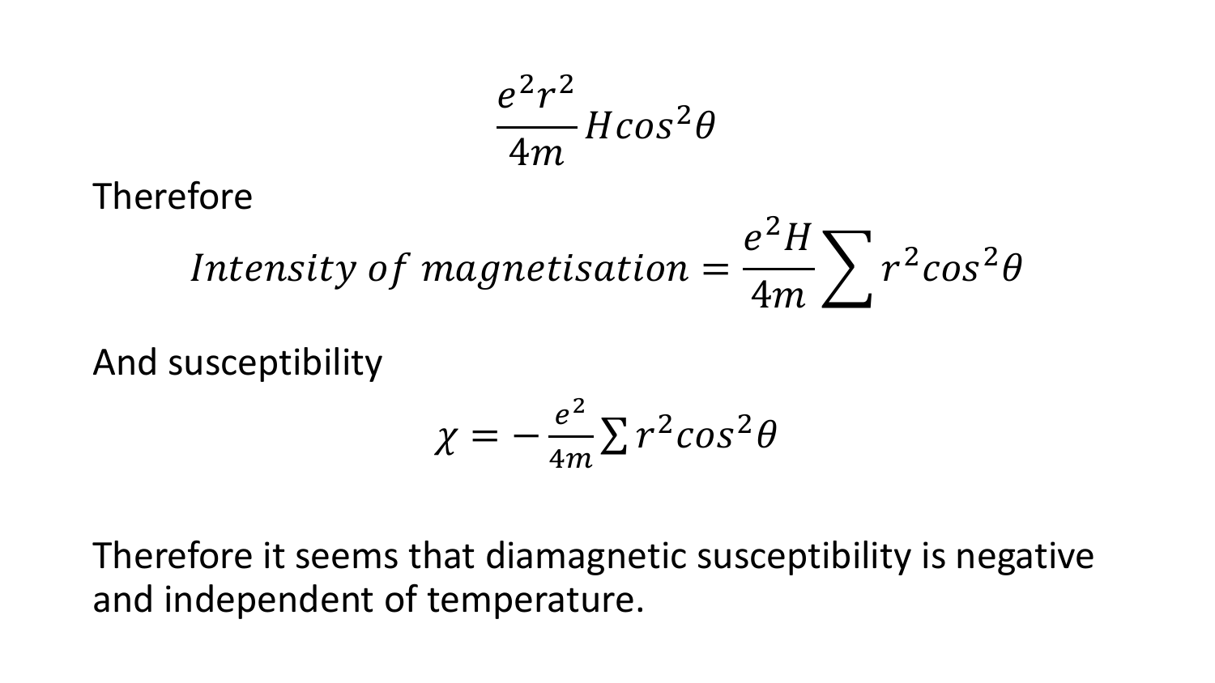$$\frac{e^2 r^2}{4m} H cos^2\theta$$

Therefore

$$Intensity\ of\ magnetisation = \frac{e^2 H}{4m} \sum r^2 cos^2\theta$$

And susceptibility

$$\chi = -\frac{e^2}{4m} \sum r^2 cos^2\theta$$

Therefore it seems that diamagnetic susceptibility is negative and independent of temperature.